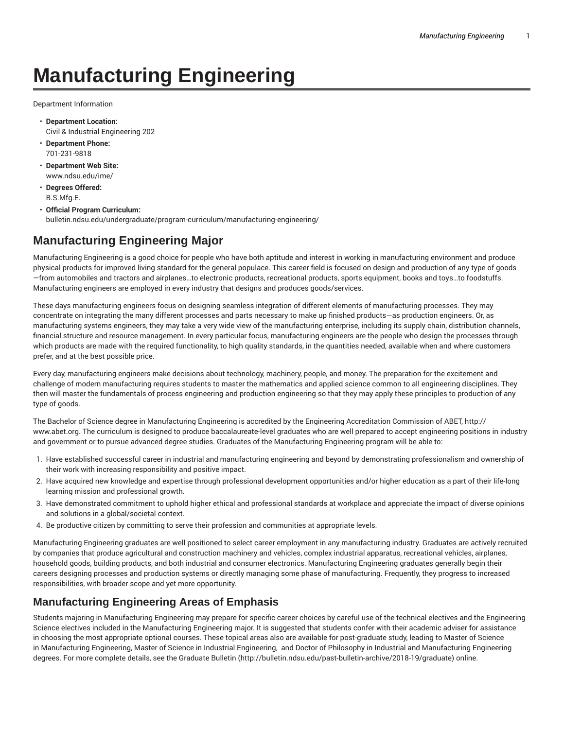# Manufacturing Engineering

Department Information

- **Department Location:**
  Civil & Industrial Engineering 202
- **Department Phone:**
  701-231-9818
- **Department Web Site:**
  www.ndsu.edu/ime/
- **Degrees Offered:**
  B.S.Mfg.E.
- **Official Program Curriculum:**
  bulletin.ndsu.edu/undergraduate/program-curriculum/manufacturing-engineering/

## Manufacturing Engineering Major

Manufacturing Engineering is a good choice for people who have both aptitude and interest in working in manufacturing environment and produce physical products for improved living standard for the general populace. This career field is focused on design and production of any type of goods—from automobiles and tractors and airplanes…to electronic products, recreational products, sports equipment, books and toys…to foodstuffs. Manufacturing engineers are employed in every industry that designs and produces goods/services.

These days manufacturing engineers focus on designing seamless integration of different elements of manufacturing processes. They may concentrate on integrating the many different processes and parts necessary to make up finished products—as production engineers. Or, as manufacturing systems engineers, they may take a very wide view of the manufacturing enterprise, including its supply chain, distribution channels, financial structure and resource management. In every particular focus, manufacturing engineers are the people who design the processes through which products are made with the required functionality, to high quality standards, in the quantities needed, available when and where customers prefer, and at the best possible price.

Every day, manufacturing engineers make decisions about technology, machinery, people, and money. The preparation for the excitement and challenge of modern manufacturing requires students to master the mathematics and applied science common to all engineering disciplines. They then will master the fundamentals of process engineering and production engineering so that they may apply these principles to production of any type of goods.

The Bachelor of Science degree in Manufacturing Engineering is accredited by the Engineering Accreditation Commission of ABET, http://www.abet.org. The curriculum is designed to produce baccalaureate-level graduates who are well prepared to accept engineering positions in industry and government or to pursue advanced degree studies. Graduates of the Manufacturing Engineering program will be able to:

1. Have established successful career in industrial and manufacturing engineering and beyond by demonstrating professionalism and ownership of their work with increasing responsibility and positive impact.
2. Have acquired new knowledge and expertise through professional development opportunities and/or higher education as a part of their life-long learning mission and professional growth.
3. Have demonstrated commitment to uphold higher ethical and professional standards at workplace and appreciate the impact of diverse opinions and solutions in a global/societal context.
4. Be productive citizen by committing to serve their profession and communities at appropriate levels.

Manufacturing Engineering graduates are well positioned to select career employment in any manufacturing industry. Graduates are actively recruited by companies that produce agricultural and construction machinery and vehicles, complex industrial apparatus, recreational vehicles, airplanes, household goods, building products, and both industrial and consumer electronics. Manufacturing Engineering graduates generally begin their careers designing processes and production systems or directly managing some phase of manufacturing. Frequently, they progress to increased responsibilities, with broader scope and yet more opportunity.

## Manufacturing Engineering Areas of Emphasis

Students majoring in Manufacturing Engineering may prepare for specific career choices by careful use of the technical electives and the Engineering Science electives included in the Manufacturing Engineering major. It is suggested that students confer with their academic adviser for assistance in choosing the most appropriate optional courses. These topical areas also are available for post-graduate study, leading to Master of Science in Manufacturing Engineering, Master of Science in Industrial Engineering, and Doctor of Philosophy in Industrial and Manufacturing Engineering degrees. For more complete details, see the Graduate Bulletin (http://bulletin.ndsu.edu/past-bulletin-archive/2018-19/graduate) online.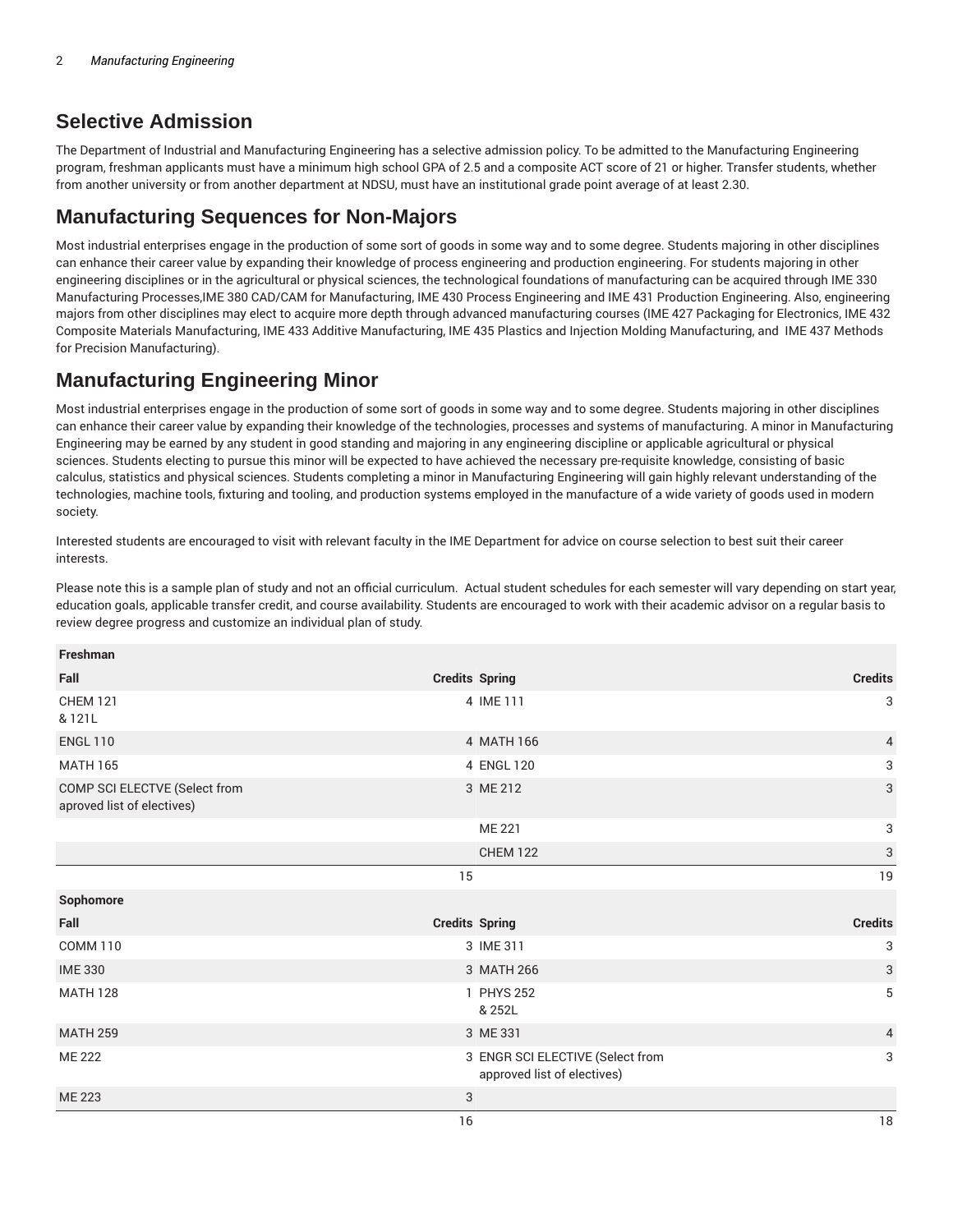## Selective Admission

The Department of Industrial and Manufacturing Engineering has a selective admission policy. To be admitted to the Manufacturing Engineering program, freshman applicants must have a minimum high school GPA of 2.5 and a composite ACT score of 21 or higher. Transfer students, whether from another university or from another department at NDSU, must have an institutional grade point average of at least 2.30.

## Manufacturing Sequences for Non-Majors

Most industrial enterprises engage in the production of some sort of goods in some way and to some degree. Students majoring in other disciplines can enhance their career value by expanding their knowledge of process engineering and production engineering. For students majoring in other engineering disciplines or in the agricultural or physical sciences, the technological foundations of manufacturing can be acquired through IME 330 Manufacturing Processes,IME 380 CAD/CAM for Manufacturing, IME 430 Process Engineering and IME 431 Production Engineering. Also, engineering majors from other disciplines may elect to acquire more depth through advanced manufacturing courses (IME 427 Packaging for Electronics, IME 432 Composite Materials Manufacturing, IME 433 Additive Manufacturing, IME 435 Plastics and Injection Molding Manufacturing, and IME 437 Methods for Precision Manufacturing).

## Manufacturing Engineering Minor

Most industrial enterprises engage in the production of some sort of goods in some way and to some degree. Students majoring in other disciplines can enhance their career value by expanding their knowledge of the technologies, processes and systems of manufacturing. A minor in Manufacturing Engineering may be earned by any student in good standing and majoring in any engineering discipline or applicable agricultural or physical sciences. Students electing to pursue this minor will be expected to have achieved the necessary pre-requisite knowledge, consisting of basic calculus, statistics and physical sciences. Students completing a minor in Manufacturing Engineering will gain highly relevant understanding of the technologies, machine tools, fixturing and tooling, and production systems employed in the manufacture of a wide variety of goods used in modern society.

Interested students are encouraged to visit with relevant faculty in the IME Department for advice on course selection to best suit their career interests.

Please note this is a sample plan of study and not an official curriculum. Actual student schedules for each semester will vary depending on start year, education goals, applicable transfer credit, and course availability. Students are encouraged to work with their academic advisor on a regular basis to review degree progress and customize an individual plan of study.

| **Freshman** | | | |
|---|---|---|---|
| **Fall** | **Credits** | **Spring** | **Credits** |
| CHEM 121 & 121L | 4 | IME 111 | 3 |
| ENGL 110 | 4 | MATH 166 | 4 |
| MATH 165 | 4 | ENGL 120 | 3 |
| COMP SCI ELECTVE (Select from aproved list of electives) | 3 | ME 212 | 3 |
| | | ME 221 | 3 |
| | | CHEM 122 | 3 |
| | 15 | | 19 |
| **Sophomore** | | | |
| **Fall** | **Credits** | **Spring** | **Credits** |
| COMM 110 | 3 | IME 311 | 3 |
| IME 330 | 3 | MATH 266 | 3 |
| MATH 128 | 1 | PHYS 252 & 252L | 5 |
| MATH 259 | 3 | ME 331 | 4 |
| ME 222 | 3 | ENGR SCI ELECTIVE (Select from approved list of electives) | 3 |
| ME 223 | 3 | | |
| | 16 | | 18 |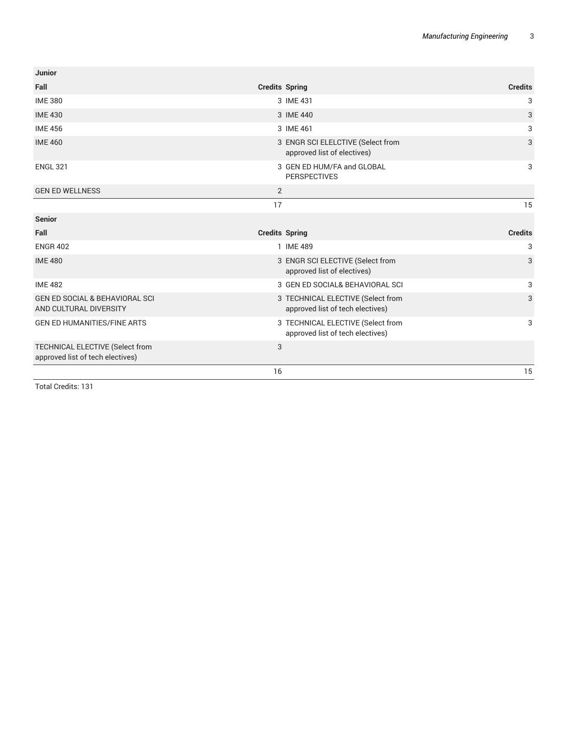| Junior | | | |
|---|---|---|---|
| Fall | Credits | Spring | Credits |
| IME 380 | 3 | IME 431 | 3 |
| IME 430 | 3 | IME 440 | 3 |
| IME 456 | 3 | IME 461 | 3 |
| IME 460 | 3 | ENGR SCI ELELCTIVE (Select from approved list of electives) | 3 |
| ENGL 321 | 3 | GEN ED HUM/FA and GLOBAL PERSPECTIVES | 3 |
| GEN ED WELLNESS | 2 | | |
| | 17 | | 15 |

| Senior | | | |
|---|---|---|---|
| Fall | Credits | Spring | Credits |
| ENGR 402 | 1 | IME 489 | 3 |
| IME 480 | 3 | ENGR SCI ELECTIVE (Select from approved list of electives) | 3 |
| IME 482 | 3 | GEN ED SOCIAL& BEHAVIORAL SCI | 3 |
| GEN ED SOCIAL & BEHAVIORAL SCI AND CULTURAL DIVERSITY | 3 | TECHNICAL ELECTIVE (Select from approved list of tech electives) | 3 |
| GEN ED HUMANITIES/FINE ARTS | 3 | TECHNICAL ELECTIVE (Select from approved list of tech electives) | 3 |
| TECHNICAL ELECTIVE (Select from approved list of tech electives) | 3 | | |
| | 16 | | 15 |

Total Credits: 131